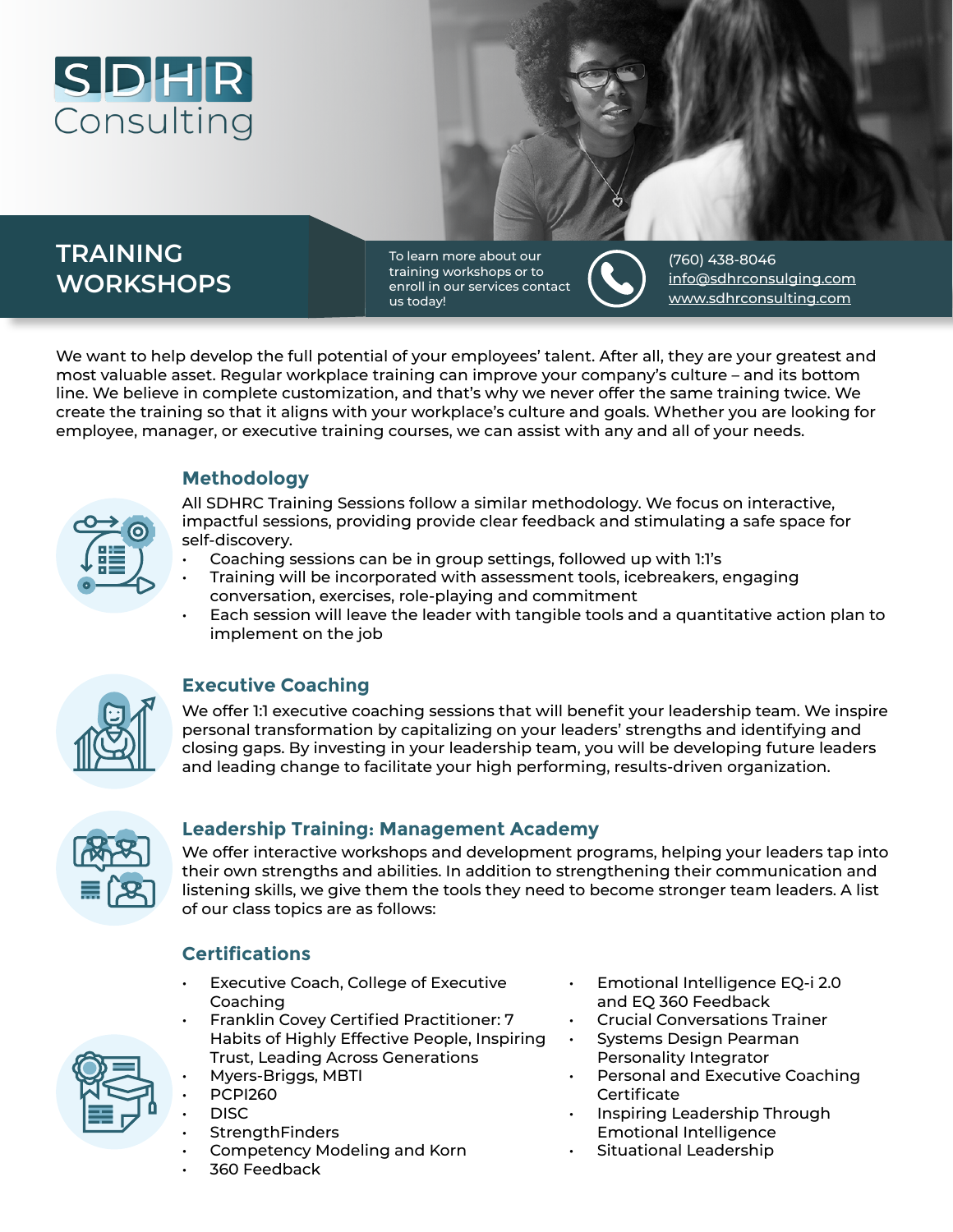SDHR Consulting

# TRAINING WORKSHOPS

To learn more about our training workshops or to enroll in our services contact us today!

(760) 438-8046
info@sdhrconsulging.com
www.sdhrconsulting.com

We want to help develop the full potential of your employees' talent. After all, they are your greatest and most valuable asset. Regular workplace training can improve your company's culture – and its bottom line. We believe in complete customization, and that's why we never offer the same training twice. We create the training so that it aligns with your workplace's culture and goals. Whether you are looking for employee, manager, or executive training courses, we can assist with any and all of your needs.

## Methodology

All SDHRC Training Sessions follow a similar methodology. We focus on interactive, impactful sessions, providing provide clear feedback and stimulating a safe space for self-discovery.

- Coaching sessions can be in group settings, followed up with 1:1's
- Training will be incorporated with assessment tools, icebreakers, engaging conversation, exercises, role-playing and commitment
- Each session will leave the leader with tangible tools and a quantitative action plan to implement on the job

## Executive Coaching

We offer 1:1 executive coaching sessions that will benefit your leadership team. We inspire personal transformation by capitalizing on your leaders' strengths and identifying and closing gaps. By investing in your leadership team, you will be developing future leaders and leading change to facilitate your high performing, results-driven organization.

## Leadership Training: Management Academy

We offer interactive workshops and development programs, helping your leaders tap into their own strengths and abilities. In addition to strengthening their communication and listening skills, we give them the tools they need to become stronger team leaders. A list of our class topics are as follows:

## Certifications

- Executive Coach, College of Executive Coaching
- Franklin Covey Certified Practitioner: 7 Habits of Highly Effective People, Inspiring Trust, Leading Across Generations
- Myers-Briggs, MBTI
- PCPI260
- DISC
- StrengthFinders
- Competency Modeling and Korn
- 360 Feedback
- Emotional Intelligence EQ-i 2.0 and EQ 360 Feedback
- Crucial Conversations Trainer
- Systems Design Pearman Personality Integrator
- Personal and Executive Coaching Certificate
- Inspiring Leadership Through Emotional Intelligence
- Situational Leadership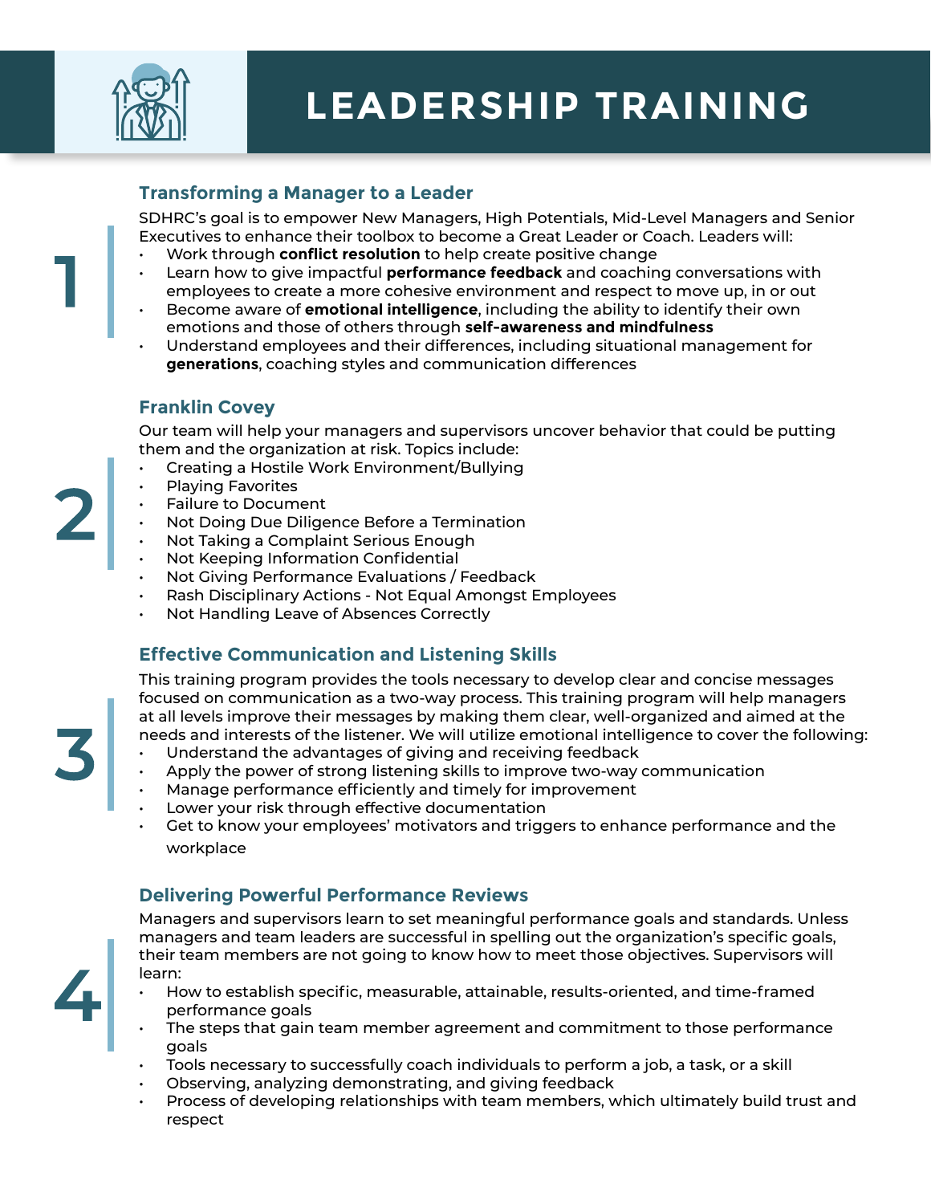# LEADERSHIP TRAINING

## 1

### Transforming a Manager to a Leader

SDHRC's goal is to empower New Managers, High Potentials, Mid-Level Managers and Senior Executives to enhance their toolbox to become a Great Leader or Coach. Leaders will:

- Work through **conflict resolution** to help create positive change
- Learn how to give impactful **performance feedback** and coaching conversations with employees to create a more cohesive environment and respect to move up, in or out
- Become aware of **emotional intelligence**, including the ability to identify their own emotions and those of others through **self-awareness and mindfulness**
- Understand employees and their differences, including situational management for **generations**, coaching styles and communication differences

## 2

### Franklin Covey

Our team will help your managers and supervisors uncover behavior that could be putting them and the organization at risk. Topics include:

- Creating a Hostile Work Environment/Bullying
- Playing Favorites
- Failure to Document
- Not Doing Due Diligence Before a Termination
- Not Taking a Complaint Serious Enough
- Not Keeping Information Confidential
- Not Giving Performance Evaluations / Feedback
- Rash Disciplinary Actions - Not Equal Amongst Employees
- Not Handling Leave of Absences Correctly

## 3

### Effective Communication and Listening Skills

This training program provides the tools necessary to develop clear and concise messages focused on communication as a two-way process. This training program will help managers at all levels improve their messages by making them clear, well-organized and aimed at the needs and interests of the listener. We will utilize emotional intelligence to cover the following:

- Understand the advantages of giving and receiving feedback
- Apply the power of strong listening skills to improve two-way communication
- Manage performance efficiently and timely for improvement
- Lower your risk through effective documentation
- Get to know your employees' motivators and triggers to enhance performance and the workplace

## 4

### Delivering Powerful Performance Reviews

Managers and supervisors learn to set meaningful performance goals and standards. Unless managers and team leaders are successful in spelling out the organization's specific goals, their team members are not going to know how to meet those objectives. Supervisors will learn:

- How to establish specific, measurable, attainable, results-oriented, and time-framed performance goals
- The steps that gain team member agreement and commitment to those performance goals
- Tools necessary to successfully coach individuals to perform a job, a task, or a skill
- Observing, analyzing demonstrating, and giving feedback
- Process of developing relationships with team members, which ultimately build trust and respect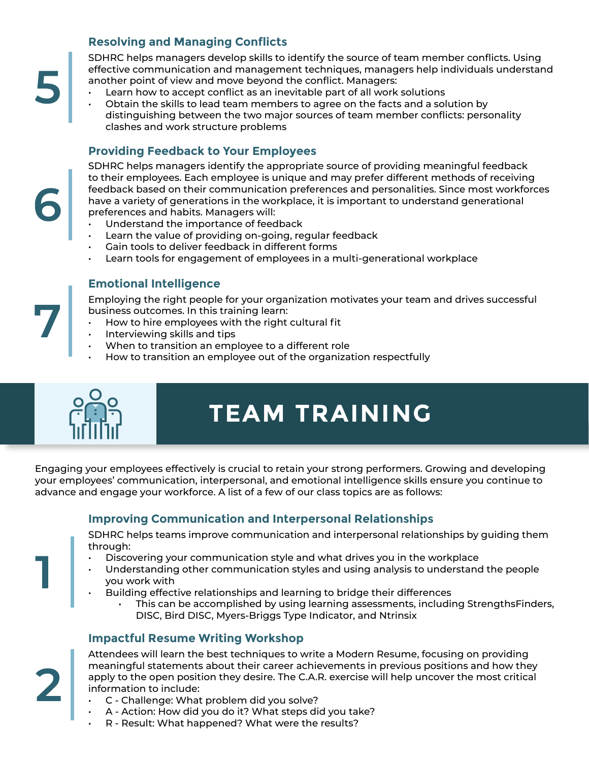### 5 Resolving and Managing Conflicts

SDHRC helps managers develop skills to identify the source of team member conflicts. Using effective communication and management techniques, managers help individuals understand another point of view and move beyond the conflict. Managers:

- Learn how to accept conflict as an inevitable part of all work solutions
- Obtain the skills to lead team members to agree on the facts and a solution by distinguishing between the two major sources of team member conflicts: personality clashes and work structure problems

### 6 Providing Feedback to Your Employees

SDHRC helps managers identify the appropriate source of providing meaningful feedback to their employees. Each employee is unique and may prefer different methods of receiving feedback based on their communication preferences and personalities. Since most workforces have a variety of generations in the workplace, it is important to understand generational preferences and habits. Managers will:

- Understand the importance of feedback
- Learn the value of providing on-going, regular feedback
- Gain tools to deliver feedback in different forms
- Learn tools for engagement of employees in a multi-generational workplace

### 7 Emotional Intelligence

Employing the right people for your organization motivates your team and drives successful business outcomes. In this training learn:

- How to hire employees with the right cultural fit
- Interviewing skills and tips
- When to transition an employee to a different role
- How to transition an employee out of the organization respectfully

## TEAM TRAINING

Engaging your employees effectively is crucial to retain your strong performers. Growing and developing your employees' communication, interpersonal, and emotional intelligence skills ensure you continue to advance and engage your workforce. A list of a few of our class topics are as follows:

### 1 Improving Communication and Interpersonal Relationships

SDHRC helps teams improve communication and interpersonal relationships by guiding them through:

- Discovering your communication style and what drives you in the workplace
- Understanding other communication styles and using analysis to understand the people you work with
- Building effective relationships and learning to bridge their differences
    - This can be accomplished by using learning assessments, including StrengthsFinders, DISC, Bird DISC, Myers-Briggs Type Indicator, and Ntrinsix

### 2 Impactful Resume Writing Workshop

Attendees will learn the best techniques to write a Modern Resume, focusing on providing meaningful statements about their career achievements in previous positions and how they apply to the open position they desire. The C.A.R. exercise will help uncover the most critical information to include:

- C - Challenge: What problem did you solve?
- A - Action: How did you do it? What steps did you take?
- R - Result: What happened? What were the results?